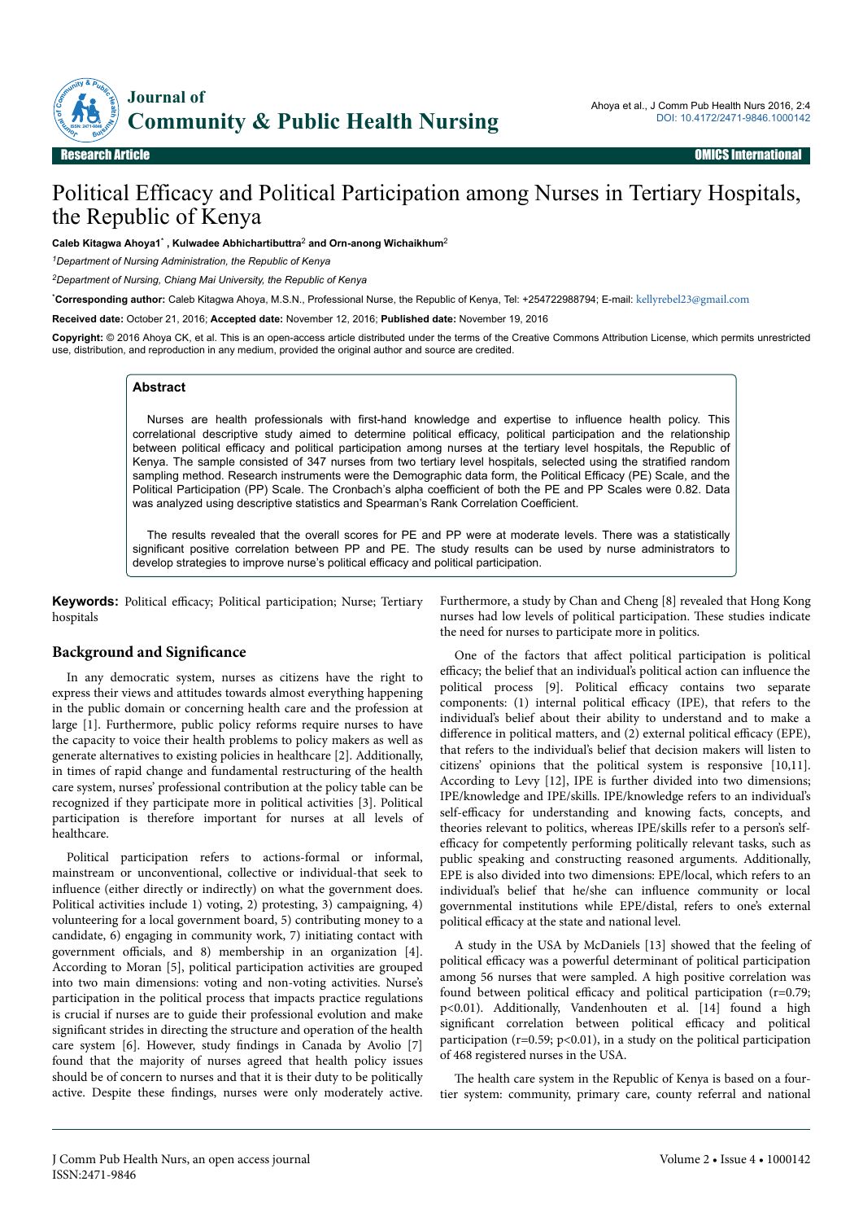**Research Article**

# Political Efficacy and Political Participation among Nurses in Tertiary Hospitals, the Republic of Kenya

**Caleb Kitagwa Ahoya[1*], Kulwadee Abhichartibuttra[2] and Orn-anong Wichaikhum[2]**

[1]*Department of Nursing Administration, the Republic of Kenya*

[2]*Department of Nursing, Chiang Mai University, the Republic of Kenya*

[*]**Corresponding author:** Caleb Kitagwa Ahoya, M.S.N., Professional Nurse, the Republic of Kenya, Tel: +254722988794; E-mail: kellyrebel23@gmail.com

**Received date:** October 21, 2016; **Accepted date:** November 12, 2016; **Published date:** November 19, 2016

**Copyright:** © 2016 Ahoya CK, et al. This is an open-access article distributed under the terms of the Creative Commons Attribution License, which permits unrestricted use, distribution, and reproduction in any medium, provided the original author and source are credited.

## Abstract

Nurses are health professionals with first-hand knowledge and expertise to influence health policy. This correlational descriptive study aimed to determine political efficacy, political participation and the relationship between political efficacy and political participation among nurses at the tertiary level hospitals, the Republic of Kenya. The sample consisted of 347 nurses from two tertiary level hospitals, selected using the stratified random sampling method. Research instruments were the Demographic data form, the Political Efficacy (PE) Scale, and the Political Participation (PP) Scale. The Cronbach's alpha coefficient of both the PE and PP Scales were 0.82. Data was analyzed using descriptive statistics and Spearman's Rank Correlation Coefficient.

The results revealed that the overall scores for PE and PP were at moderate levels. There was a statistically significant positive correlation between PP and PE. The study results can be used by nurse administrators to develop strategies to improve nurse's political efficacy and political participation.

**Keywords:** Political efficacy; Political participation; Nurse; Tertiary hospitals

## Background and Significance

In any democratic system, nurses as citizens have the right to express their views and attitudes towards almost everything happening in the public domain or concerning health care and the profession at large [1]. Furthermore, public policy reforms require nurses to have the capacity to voice their health problems to policy makers as well as generate alternatives to existing policies in healthcare [2]. Additionally, in times of rapid change and fundamental restructuring of the health care system, nurses' professional contribution at the policy table can be recognized if they participate more in political activities [3]. Political participation is therefore important for nurses at all levels of healthcare.

Political participation refers to actions-formal or informal, mainstream or unconventional, collective or individual-that seek to influence (either directly or indirectly) on what the government does. Political activities include 1) voting, 2) protesting, 3) campaigning, 4) volunteering for a local government board, 5) contributing money to a candidate, 6) engaging in community work, 7) initiating contact with government officials, and 8) membership in an organization [4]. According to Moran [5], political participation activities are grouped into two main dimensions: voting and non-voting activities. Nurse's participation in the political process that impacts practice regulations is crucial if nurses are to guide their professional evolution and make significant strides in directing the structure and operation of the health care system [6]. However, study findings in Canada by Avolio [7] found that the majority of nurses agreed that health policy issues should be of concern to nurses and that it is their duty to be politically active. Despite these findings, nurses were only moderately active. Furthermore, a study by Chan and Cheng [8] revealed that Hong Kong nurses had low levels of political participation. These studies indicate the need for nurses to participate more in politics.

One of the factors that affect political participation is political efficacy; the belief that an individual's political action can influence the political process [9]. Political efficacy contains two separate components: (1) internal political efficacy (IPE), that refers to the individual's belief about their ability to understand and to make a difference in political matters, and (2) external political efficacy (EPE), that refers to the individual's belief that decision makers will listen to citizens' opinions that the political system is responsive [10,11]. According to Levy [12], IPE is further divided into two dimensions; IPE/knowledge and IPE/skills. IPE/knowledge refers to an individual's self-efficacy for understanding and knowing facts, concepts, and theories relevant to politics, whereas IPE/skills refer to a person's self-efficacy for competently performing politically relevant tasks, such as public speaking and constructing reasoned arguments. Additionally, EPE is also divided into two dimensions: EPE/local, which refers to an individual's belief that he/she can influence community or local governmental institutions while EPE/distal, refers to one's external political efficacy at the state and national level.

A study in the USA by McDaniels [13] showed that the feeling of political efficacy was a powerful determinant of political participation among 56 nurses that were sampled. A high positive correlation was found between political efficacy and political participation ($r=0.79$; $p<0.01$). Additionally, Vandenhouten et al. [14] found a high significant correlation between political efficacy and political participation ($r=0.59$; $p<0.01$), in a study on the political participation of 468 registered nurses in the USA.

The health care system in the Republic of Kenya is based on a four-tier system: community, primary care, county referral and national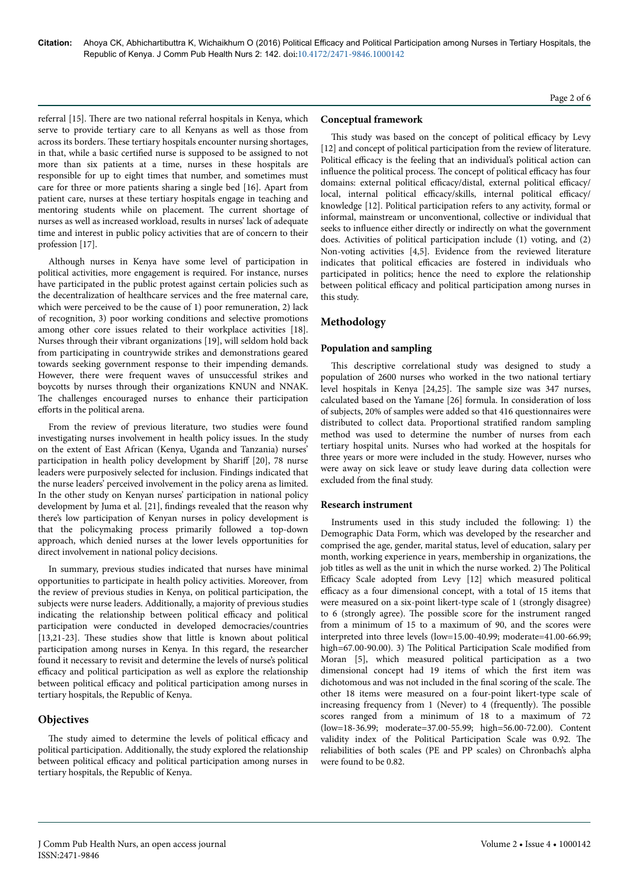referral [15]. There are two national referral hospitals in Kenya, which serve to provide tertiary care to all Kenyans as well as those from across its borders. These tertiary hospitals encounter nursing shortages, in that, while a basic certified nurse is supposed to be assigned to not more than six patients at a time, nurses in these hospitals are responsible for up to eight times that number, and sometimes must care for three or more patients sharing a single bed [16]. Apart from patient care, nurses at these tertiary hospitals engage in teaching and mentoring students while on placement. The current shortage of nurses as well as increased workload, results in nurses' lack of adequate time and interest in public policy activities that are of concern to their profession [17].

Although nurses in Kenya have some level of participation in political activities, more engagement is required. For instance, nurses have participated in the public protest against certain policies such as the decentralization of healthcare services and the free maternal care, which were perceived to be the cause of 1) poor remuneration, 2) lack of recognition, 3) poor working conditions and selective promotions among other core issues related to their workplace activities [18]. Nurses through their vibrant organizations [19], will seldom hold back from participating in countrywide strikes and demonstrations geared towards seeking government response to their impending demands. However, there were frequent waves of unsuccessful strikes and boycotts by nurses through their organizations KNUN and NNAK. The challenges encouraged nurses to enhance their participation efforts in the political arena.

From the review of previous literature, two studies were found investigating nurses involvement in health policy issues. In the study on the extent of East African (Kenya, Uganda and Tanzania) nurses' participation in health policy development by Shariff [20], 78 nurse leaders were purposively selected for inclusion. Findings indicated that the nurse leaders' perceived involvement in the policy arena as limited. In the other study on Kenyan nurses' participation in national policy development by Juma et al. [21], findings revealed that the reason why there's low participation of Kenyan nurses in policy development is that the policymaking process primarily followed a top-down approach, which denied nurses at the lower levels opportunities for direct involvement in national policy decisions.

In summary, previous studies indicated that nurses have minimal opportunities to participate in health policy activities. Moreover, from the review of previous studies in Kenya, on political participation, the subjects were nurse leaders. Additionally, a majority of previous studies indicating the relationship between political efficacy and political participation were conducted in developed democracies/countries [13,21-23]. These studies show that little is known about political participation among nurses in Kenya. In this regard, the researcher found it necessary to revisit and determine the levels of nurse's political efficacy and political participation as well as explore the relationship between political efficacy and political participation among nurses in tertiary hospitals, the Republic of Kenya.

## Objectives

The study aimed to determine the levels of political efficacy and political participation. Additionally, the study explored the relationship between political efficacy and political participation among nurses in tertiary hospitals, the Republic of Kenya.

### Conceptual framework

This study was based on the concept of political efficacy by Levy [12] and concept of political participation from the review of literature. Political efficacy is the feeling that an individual's political action can influence the political process. The concept of political efficacy has four domains: external political efficacy/distal, external political efficacy/local, internal political efficacy/skills, internal political efficacy/knowledge [12]. Political participation refers to any activity, formal or informal, mainstream or unconventional, collective or individual that seeks to influence either directly or indirectly on what the government does. Activities of political participation include (1) voting, and (2) Non-voting activities [4,5]. Evidence from the reviewed literature indicates that political efficacies are fostered in individuals who participated in politics; hence the need to explore the relationship between political efficacy and political participation among nurses in this study.

## Methodology

### Population and sampling

This descriptive correlational study was designed to study a population of 2600 nurses who worked in the two national tertiary level hospitals in Kenya [24,25]. The sample size was 347 nurses, calculated based on the Yamane [26] formula. In consideration of loss of subjects, 20% of samples were added so that 416 questionnaires were distributed to collect data. Proportional stratified random sampling method was used to determine the number of nurses from each tertiary hospital units. Nurses who had worked at the hospitals for three years or more were included in the study. However, nurses who were away on sick leave or study leave during data collection were excluded from the final study.

### Research instrument

Instruments used in this study included the following: 1) the Demographic Data Form, which was developed by the researcher and comprised the age, gender, marital status, level of education, salary per month, working experience in years, membership in organizations, the job titles as well as the unit in which the nurse worked. 2) The Political Efficacy Scale adopted from Levy [12] which measured political efficacy as a four dimensional concept, with a total of 15 items that were measured on a six-point likert-type scale of 1 (strongly disagree) to 6 (strongly agree). The possible score for the instrument ranged from a minimum of 15 to a maximum of 90, and the scores were interpreted into three levels (low=15.00-40.99; moderate=41.00-66.99; high=67.00-90.00). 3) The Political Participation Scale modified from Moran [5], which measured political participation as a two dimensional concept had 19 items of which the first item was dichotomous and was not included in the final scoring of the scale. The other 18 items were measured on a four-point likert-type scale of increasing frequency from 1 (Never) to 4 (frequently). The possible scores ranged from a minimum of 18 to a maximum of 72 (low=18-36.99; moderate=37.00-55.99; high=56.00-72.00). Content validity index of the Political Participation Scale was 0.92. The reliabilities of both scales (PE and PP scales) on Chronbach's alpha were found to be 0.82.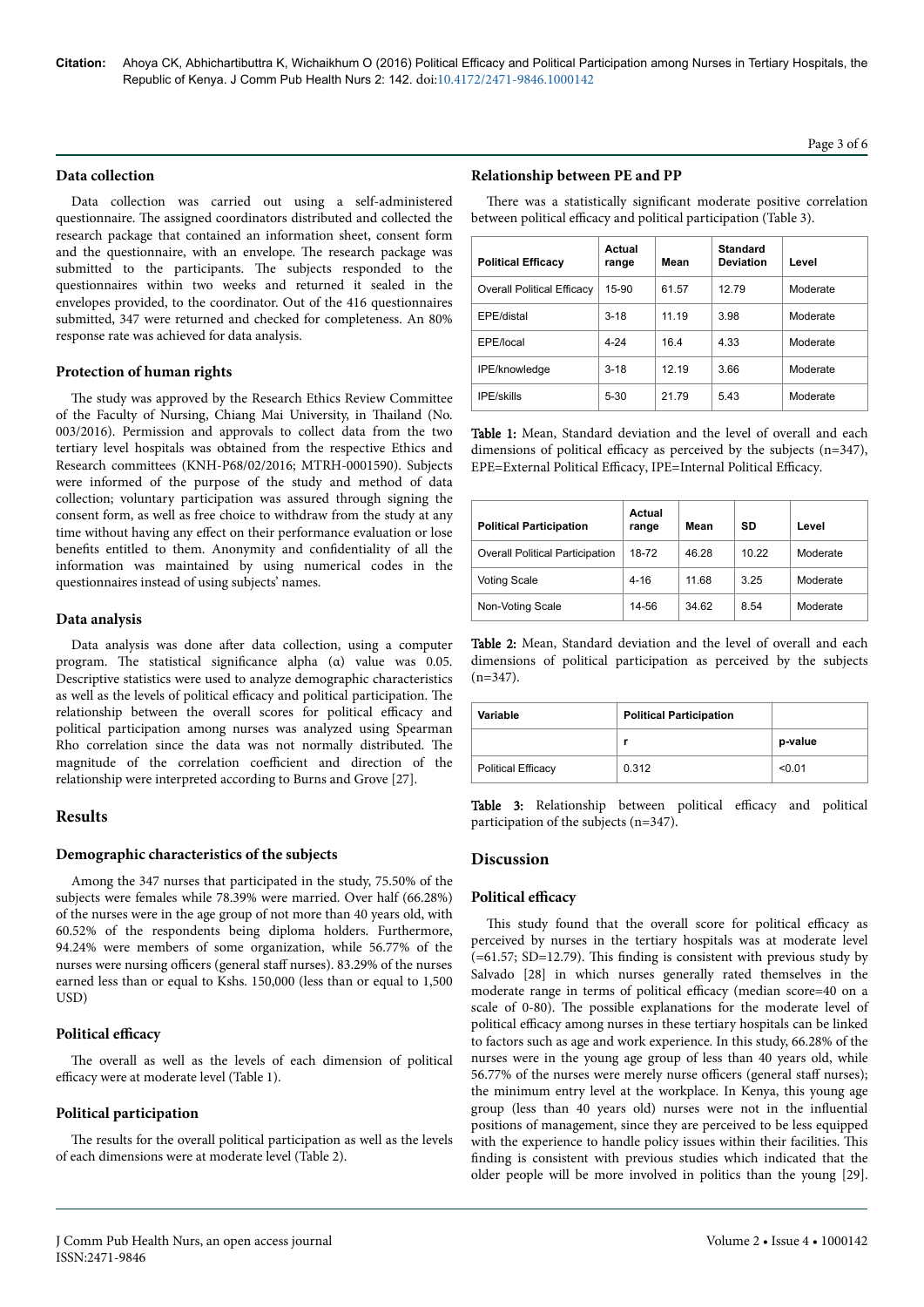### Data collection

Data collection was carried out using a self-administered questionnaire. The assigned coordinators distributed and collected the research package that contained an information sheet, consent form and the questionnaire, with an envelope. The research package was submitted to the participants. The subjects responded to the questionnaires within two weeks and returned it sealed in the envelopes provided, to the coordinator. Out of the 416 questionnaires submitted, 347 were returned and checked for completeness. An 80% response rate was achieved for data analysis.

### Protection of human rights

The study was approved by the Research Ethics Review Committee of the Faculty of Nursing, Chiang Mai University, in Thailand (No. 003/2016). Permission and approvals to collect data from the two tertiary level hospitals was obtained from the respective Ethics and Research committees (KNH-P68/02/2016; MTRH-0001590). Subjects were informed of the purpose of the study and method of data collection; voluntary participation was assured through signing the consent form, as well as free choice to withdraw from the study at any time without having any effect on their performance evaluation or lose benefits entitled to them. Anonymity and confidentiality of all the information was maintained by using numerical codes in the questionnaires instead of using subjects' names.

### Data analysis

Data analysis was done after data collection, using a computer program. The statistical significance alpha (α) value was 0.05. Descriptive statistics were used to analyze demographic characteristics as well as the levels of political efficacy and political participation. The relationship between the overall scores for political efficacy and political participation among nurses was analyzed using Spearman Rho correlation since the data was not normally distributed. The magnitude of the correlation coefficient and direction of the relationship were interpreted according to Burns and Grove [27].

## Results

### Demographic characteristics of the subjects

Among the 347 nurses that participated in the study, 75.50% of the subjects were females while 78.39% were married. Over half (66.28%) of the nurses were in the age group of not more than 40 years old, with 60.52% of the respondents being diploma holders. Furthermore, 94.24% were members of some organization, while 56.77% of the nurses were nursing officers (general staff nurses). 83.29% of the nurses earned less than or equal to Kshs. 150,000 (less than or equal to 1,500 USD)

### Political efficacy

The overall as well as the levels of each dimension of political efficacy were at moderate level (Table 1).

### Political participation

The results for the overall political participation as well as the levels of each dimensions were at moderate level (Table 2).

### Relationship between PE and PP

There was a statistically significant moderate positive correlation between political efficacy and political participation (Table 3).

| Political Efficacy | Actual range | Mean | Standard Deviation | Level |
|---|---|---|---|---|
| Overall Political Efficacy | 15-90 | 61.57 | 12.79 | Moderate |
| EPE/distal | 3-18 | 11.19 | 3.98 | Moderate |
| EPE/local | 4-24 | 16.4 | 4.33 | Moderate |
| IPE/knowledge | 3-18 | 12.19 | 3.66 | Moderate |
| IPE/skills | 5-30 | 21.79 | 5.43 | Moderate |

**Table 1:** Mean, Standard deviation and the level of overall and each dimensions of political efficacy as perceived by the subjects (n=347), EPE=External Political Efficacy, IPE=Internal Political Efficacy.

| Political Participation | Actual range | Mean | SD | Level |
|---|---|---|---|---|
| Overall Political Participation | 18-72 | 46.28 | 10.22 | Moderate |
| Voting Scale | 4-16 | 11.68 | 3.25 | Moderate |
| Non-Voting Scale | 14-56 | 34.62 | 8.54 | Moderate |

**Table 2:** Mean, Standard deviation and the level of overall and each dimensions of political participation as perceived by the subjects (n=347).

| Variable | Political Participation | |
|---|---|---|
| | r | p-value |
| Political Efficacy | 0.312 | <0.01 |

**Table 3:** Relationship between political efficacy and political participation of the subjects (n=347).

## Discussion

### Political efficacy

This study found that the overall score for political efficacy as perceived by nurses in the tertiary hospitals was at moderate level (=61.57; SD=12.79). This finding is consistent with previous study by Salvado [28] in which nurses generally rated themselves in the moderate range in terms of political efficacy (median score=40 on a scale of 0-80). The possible explanations for the moderate level of political efficacy among nurses in these tertiary hospitals can be linked to factors such as age and work experience. In this study, 66.28% of the nurses were in the young age group of less than 40 years old, while 56.77% of the nurses were merely nurse officers (general staff nurses); the minimum entry level at the workplace. In Kenya, this young age group (less than 40 years old) nurses were not in the influential positions of management, since they are perceived to be less equipped with the experience to handle policy issues within their facilities. This finding is consistent with previous studies which indicated that the older people will be more involved in politics than the young [29].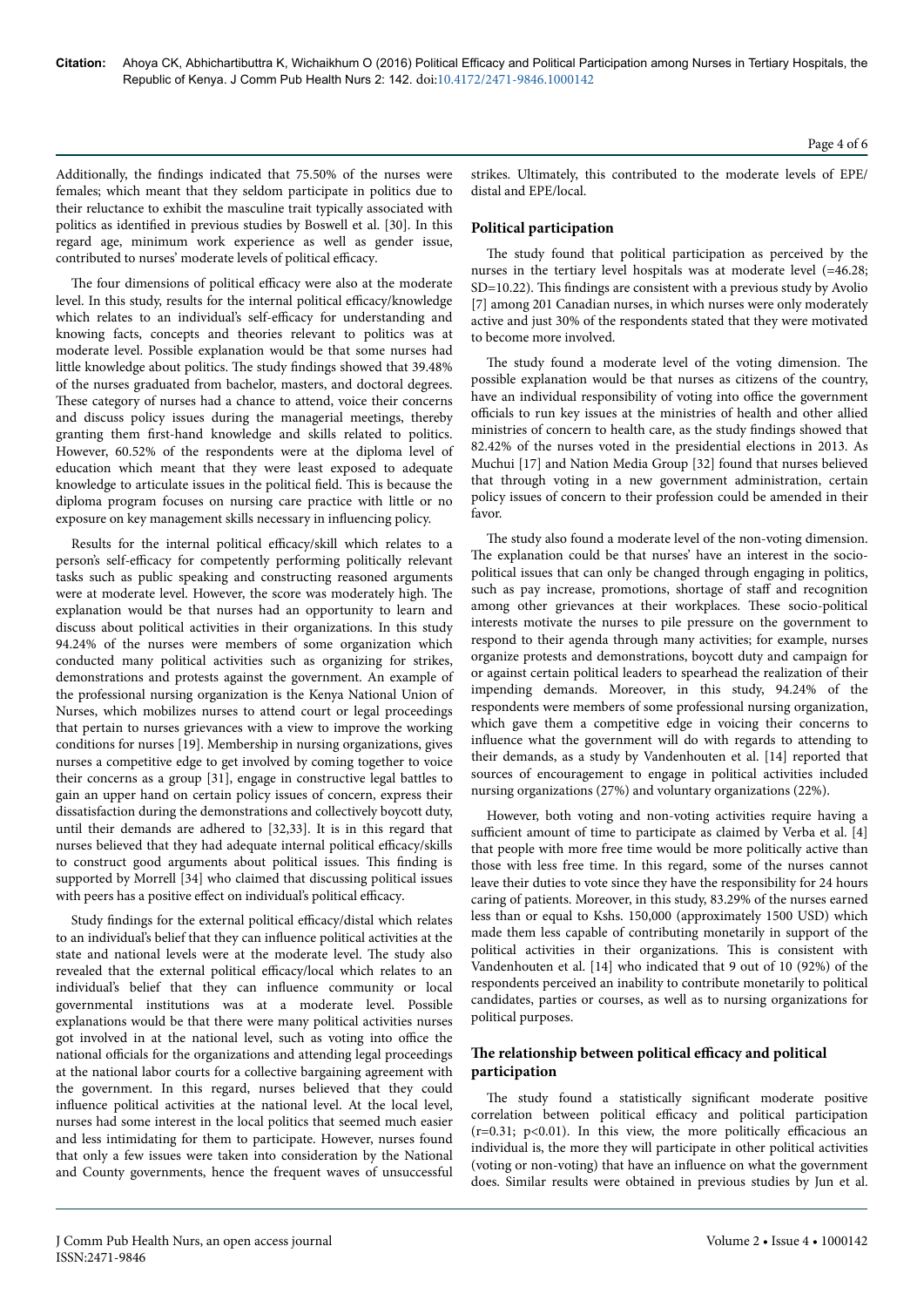Additionally, the findings indicated that 75.50% of the nurses were females; which meant that they seldom participate in politics due to their reluctance to exhibit the masculine trait typically associated with politics as identified in previous studies by Boswell et al. [30]. In this regard age, minimum work experience as well as gender issue, contributed to nurses' moderate levels of political efficacy.

The four dimensions of political efficacy were also at the moderate level. In this study, results for the internal political efficacy/knowledge which relates to an individual's self-efficacy for understanding and knowing facts, concepts and theories relevant to politics was at moderate level. Possible explanation would be that some nurses had little knowledge about politics. The study findings showed that 39.48% of the nurses graduated from bachelor, masters, and doctoral degrees. These category of nurses had a chance to attend, voice their concerns and discuss policy issues during the managerial meetings, thereby granting them first-hand knowledge and skills related to politics. However, 60.52% of the respondents were at the diploma level of education which meant that they were least exposed to adequate knowledge to articulate issues in the political field. This is because the diploma program focuses on nursing care practice with little or no exposure on key management skills necessary in influencing policy.

Results for the internal political efficacy/skill which relates to a person's self-efficacy for competently performing politically relevant tasks such as public speaking and constructing reasoned arguments were at moderate level. However, the score was moderately high. The explanation would be that nurses had an opportunity to learn and discuss about political activities in their organizations. In this study 94.24% of the nurses were members of some organization which conducted many political activities such as organizing for strikes, demonstrations and protests against the government. An example of the professional nursing organization is the Kenya National Union of Nurses, which mobilizes nurses to attend court or legal proceedings that pertain to nurses grievances with a view to improve the working conditions for nurses [19]. Membership in nursing organizations, gives nurses a competitive edge to get involved by coming together to voice their concerns as a group [31], engage in constructive legal battles to gain an upper hand on certain policy issues of concern, express their dissatisfaction during the demonstrations and collectively boycott duty, until their demands are adhered to [32,33]. It is in this regard that nurses believed that they had adequate internal political efficacy/skills to construct good arguments about political issues. This finding is supported by Morrell [34] who claimed that discussing political issues with peers has a positive effect on individual's political efficacy.

Study findings for the external political efficacy/distal which relates to an individual's belief that they can influence political activities at the state and national levels were at the moderate level. The study also revealed that the external political efficacy/local which relates to an individual's belief that they can influence community or local governmental institutions was at a moderate level. Possible explanations would be that there were many political activities nurses got involved in at the national level, such as voting into office the national officials for the organizations and attending legal proceedings at the national labor courts for a collective bargaining agreement with the government. In this regard, nurses believed that they could influence political activities at the national level. At the local level, nurses had some interest in the local politics that seemed much easier and less intimidating for them to participate. However, nurses found that only a few issues were taken into consideration by the National and County governments, hence the frequent waves of unsuccessful strikes. Ultimately, this contributed to the moderate levels of EPE/distal and EPE/local.

## Political participation

The study found that political participation as perceived by the nurses in the tertiary level hospitals was at moderate level (=46.28; SD=10.22). This findings are consistent with a previous study by Avolio [7] among 201 Canadian nurses, in which nurses were only moderately active and just 30% of the respondents stated that they were motivated to become more involved.

The study found a moderate level of the voting dimension. The possible explanation would be that nurses as citizens of the country, have an individual responsibility of voting into office the government officials to run key issues at the ministries of health and other allied ministries of concern to health care, as the study findings showed that 82.42% of the nurses voted in the presidential elections in 2013. As Muchui [17] and Nation Media Group [32] found that nurses believed that through voting in a new government administration, certain policy issues of concern to their profession could be amended in their favor.

The study also found a moderate level of the non-voting dimension. The explanation could be that nurses' have an interest in the socio-political issues that can only be changed through engaging in politics, such as pay increase, promotions, shortage of staff and recognition among other grievances at their workplaces. These socio-political interests motivate the nurses to pile pressure on the government to respond to their agenda through many activities; for example, nurses organize protests and demonstrations, boycott duty and campaign for or against certain political leaders to spearhead the realization of their impending demands. Moreover, in this study, 94.24% of the respondents were members of some professional nursing organization, which gave them a competitive edge in voicing their concerns to influence what the government will do with regards to attending to their demands, as a study by Vandenhouten et al. [14] reported that sources of encouragement to engage in political activities included nursing organizations (27%) and voluntary organizations (22%).

However, both voting and non-voting activities require having a sufficient amount of time to participate as claimed by Verba et al. [4] that people with more free time would be more politically active than those with less free time. In this regard, some of the nurses cannot leave their duties to vote since they have the responsibility for 24 hours caring of patients. Moreover, in this study, 83.29% of the nurses earned less than or equal to Kshs. 150,000 (approximately 1500 USD) which made them less capable of contributing monetarily in support of the political activities in their organizations. This is consistent with Vandenhouten et al. [14] who indicated that 9 out of 10 (92%) of the respondents perceived an inability to contribute monetarily to political candidates, parties or courses, as well as to nursing organizations for political purposes.

## The relationship between political efficacy and political participation

The study found a statistically significant moderate positive correlation between political efficacy and political participation ($r=0.31$; $p<0.01$). In this view, the more politically efficacious an individual is, the more they will participate in other political activities (voting or non-voting) that have an influence on what the government does. Similar results were obtained in previous studies by Jun et al.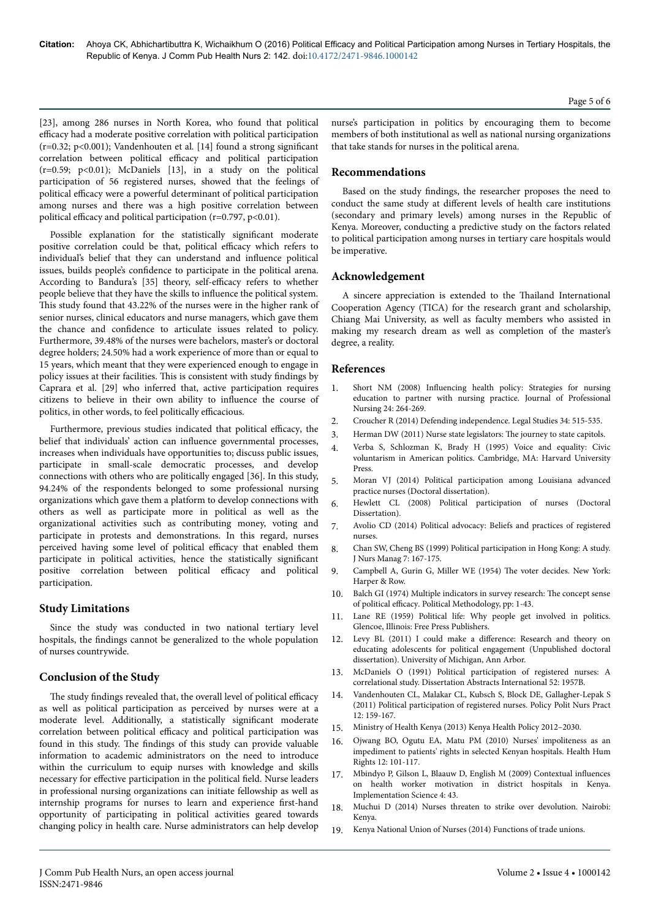[23], among 286 nurses in North Korea, who found that political efficacy had a moderate positive correlation with political participation ($r=0.32$; $p<0.001$); Vandenhouten et al. [14] found a strong significant correlation between political efficacy and political participation ($r=0.59$; $p<0.01$); McDaniels [13], in a study on the political participation of 56 registered nurses, showed that the feelings of political efficacy were a powerful determinant of political participation among nurses and there was a high positive correlation between political efficacy and political participation ($r=0.797$, $p<0.01$).

Possible explanation for the statistically significant moderate positive correlation could be that, political efficacy which refers to individual's belief that they can understand and influence political issues, builds people's confidence to participate in the political arena. According to Bandura's [35] theory, self-efficacy refers to whether people believe that they have the skills to influence the political system. This study found that 43.22% of the nurses were in the higher rank of senior nurses, clinical educators and nurse managers, which gave them the chance and confidence to articulate issues related to policy. Furthermore, 39.48% of the nurses were bachelors, master's or doctoral degree holders; 24.50% had a work experience of more than or equal to 15 years, which meant that they were experienced enough to engage in policy issues at their facilities. This is consistent with study findings by Caprara et al. [29] who inferred that, active participation requires citizens to believe in their own ability to influence the course of politics, in other words, to feel politically efficacious.

Furthermore, previous studies indicated that political efficacy, the belief that individuals' action can influence governmental processes, increases when individuals have opportunities to; discuss public issues, participate in small-scale democratic processes, and develop connections with others who are politically engaged [36]. In this study, 94.24% of the respondents belonged to some professional nursing organizations which gave them a platform to develop connections with others as well as participate more in political as well as the organizational activities such as contributing money, voting and participate in protests and demonstrations. In this regard, nurses perceived having some level of political efficacy that enabled them participate in political activities, hence the statistically significant positive correlation between political efficacy and political participation.

## Study Limitations

Since the study was conducted in two national tertiary level hospitals, the findings cannot be generalized to the whole population of nurses countrywide.

## Conclusion of the Study

The study findings revealed that, the overall level of political efficacy as well as political participation as perceived by nurses were at a moderate level. Additionally, a statistically significant moderate correlation between political efficacy and political participation was found in this study. The findings of this study can provide valuable information to academic administrators on the need to introduce within the curriculum to equip nurses with knowledge and skills necessary for effective participation in the political field. Nurse leaders in professional nursing organizations can initiate fellowship as well as internship programs for nurses to learn and experience first-hand opportunity of participating in political activities geared towards changing policy in health care. Nurse administrators can help develop nurse's participation in politics by encouraging them to become members of both institutional as well as national nursing organizations that take stands for nurses in the political arena.

## Recommendations

Based on the study findings, the researcher proposes the need to conduct the same study at different levels of health care institutions (secondary and primary levels) among nurses in the Republic of Kenya. Moreover, conducting a predictive study on the factors related to political participation among nurses in tertiary care hospitals would be imperative.

## Acknowledgement

A sincere appreciation is extended to the Thailand International Cooperation Agency (TICA) for the research grant and scholarship, Chiang Mai University, as well as faculty members who assisted in making my research dream as well as completion of the master's degree, a reality.

## References

1. Short NM (2008) Influencing health policy: Strategies for nursing education to partner with nursing practice. Journal of Professional Nursing 24: 264-269.
2. Croucher R (2014) Defending independence. Legal Studies 34: 515-535.
3. Herman DW (2011) Nurse state legislators: The journey to state capitols.
4. Verba S, Schlozman K, Brady H (1995) Voice and equality: Civic voluntarism in American politics. Cambridge, MA: Harvard University Press.
5. Moran VJ (2014) Political participation among Louisiana advanced practice nurses (Doctoral dissertation).
6. Hewlett CL (2008) Political participation of nurses (Doctoral Dissertation).
7. Avolio CD (2014) Political advocacy: Beliefs and practices of registered nurses.
8. Chan SW, Cheng BS (1999) Political participation in Hong Kong: A study. J Nurs Manag 7: 167-175.
9. Campbell A, Gurin G, Miller WE (1954) The voter decides. New York: Harper & Row.
10. Balch GI (1974) Multiple indicators in survey research: The concept sense of political efficacy. Political Methodology, pp: 1-43.
11. Lane RE (1959) Political life: Why people get involved in politics. Glencoe, Illinois: Free Press Publishers.
12. Levy BL (2011) I could make a difference: Research and theory on educating adolescents for political engagement (Unpublished doctoral dissertation). University of Michigan, Ann Arbor.
13. McDaniels O (1991) Political participation of registered nurses: A correlational study. Dissertation Abstracts International 52: 1957B.
14. Vandenhouten CL, Malakar CL, Kubsch S, Block DE, Gallagher-Lepak S (2011) Political participation of registered nurses. Policy Polit Nurs Pract 12: 159-167.
15. Ministry of Health Kenya (2013) Kenya Health Policy 2012–2030.
16. Ojwang BO, Ogutu EA, Matu PM (2010) Nurses' impoliteness as an impediment to patients' rights in selected Kenyan hospitals. Health Hum Rights 12: 101-117.
17. Mbindyo P, Gilson L, Blaauw D, English M (2009) Contextual influences on health worker motivation in district hospitals in Kenya. Implementation Science 4: 43.
18. Muchui D (2014) Nurses threaten to strike over devolution. Nairobi: Kenya.
19. Kenya National Union of Nurses (2014) Functions of trade unions.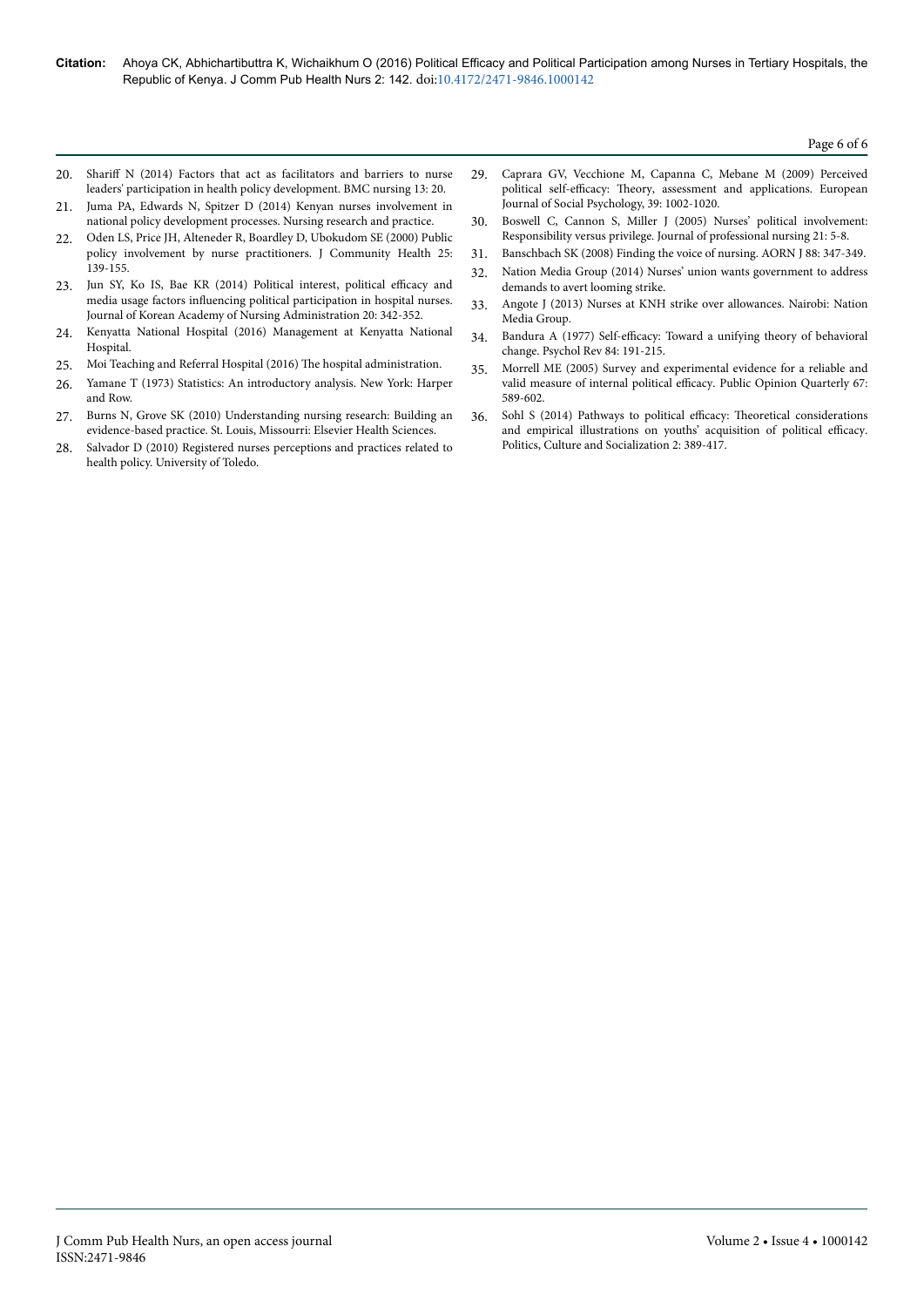20. Shariff N (2014) Factors that act as facilitators and barriers to nurse leaders' participation in health policy development. BMC nursing 13: 20.
21. Juma PA, Edwards N, Spitzer D (2014) Kenyan nurses involvement in national policy development processes. Nursing research and practice.
22. Oden LS, Price JH, Alteneder R, Boardley D, Ubokudom SE (2000) Public policy involvement by nurse practitioners. J Community Health 25: 139-155.
23. Jun SY, Ko IS, Bae KR (2014) Political interest, political efficacy and media usage factors influencing political participation in hospital nurses. Journal of Korean Academy of Nursing Administration 20: 342-352.
24. Kenyatta National Hospital (2016) Management at Kenyatta National Hospital.
25. Moi Teaching and Referral Hospital (2016) The hospital administration.
26. Yamane T (1973) Statistics: An introductory analysis. New York: Harper and Row.
27. Burns N, Grove SK (2010) Understanding nursing research: Building an evidence-based practice. St. Louis, Missourri: Elsevier Health Sciences.
28. Salvador D (2010) Registered nurses perceptions and practices related to health policy. University of Toledo.
29. Caprara GV, Vecchione M, Capanna C, Mebane M (2009) Perceived political self-efficacy: Theory, assessment and applications. European Journal of Social Psychology, 39: 1002-1020.
30. Boswell C, Cannon S, Miller J (2005) Nurses' political involvement: Responsibility versus privilege. Journal of professional nursing 21: 5-8.
31. Banschbach SK (2008) Finding the voice of nursing. AORN J 88: 347-349.
32. Nation Media Group (2014) Nurses' union wants government to address demands to avert looming strike.
33. Angote J (2013) Nurses at KNH strike over allowances. Nairobi: Nation Media Group.
34. Bandura A (1977) Self-efficacy: Toward a unifying theory of behavioral change. Psychol Rev 84: 191-215.
35. Morrell ME (2005) Survey and experimental evidence for a reliable and valid measure of internal political efficacy. Public Opinion Quarterly 67: 589-602.
36. Sohl S (2014) Pathways to political efficacy: Theoretical considerations and empirical illustrations on youths' acquisition of political efficacy. Politics, Culture and Socialization 2: 389-417.